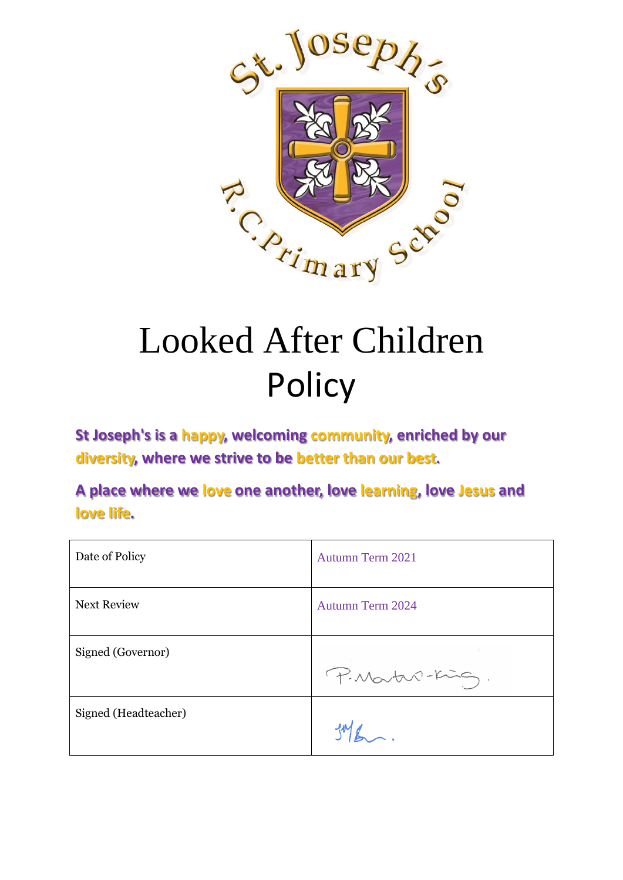St. Joseph's R.C. Primary School

# Looked After Children Policy

**St Joseph's is a happy, welcoming community, enriched by our diversity, where we strive to be better than our best.**

**A place where we love one another, love learning, love Jesus and love life.**

| Date of Policy | Autumn Term 2021 |
|---|---|
| Next Review | Autumn Term 2024 |
| Signed (Governor) | P. Martin-King. |
| Signed (Headteacher) | JMB. |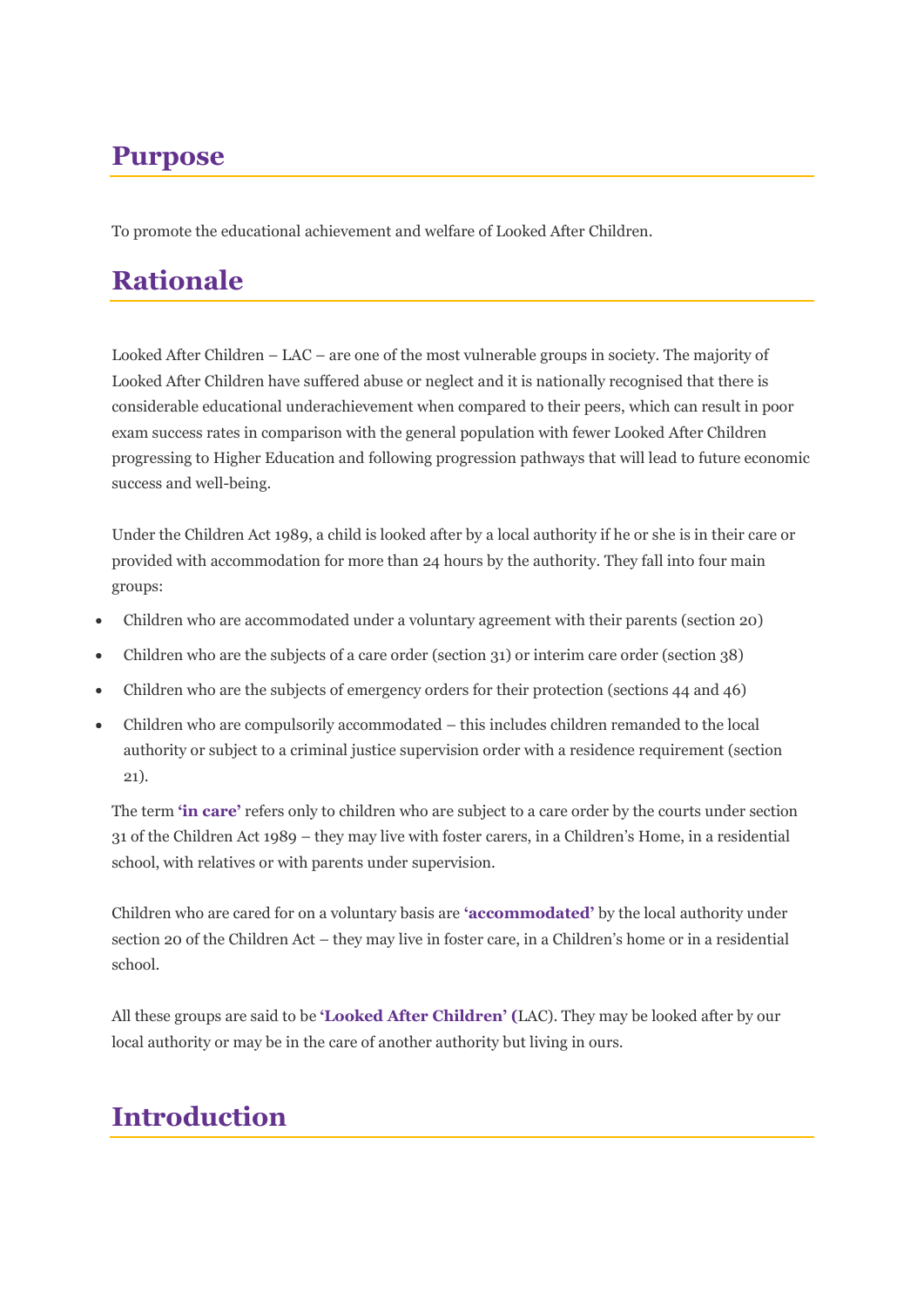## Purpose

To promote the educational achievement and welfare of Looked After Children.

## Rationale

Looked After Children – LAC – are one of the most vulnerable groups in society. The majority of Looked After Children have suffered abuse or neglect and it is nationally recognised that there is considerable educational underachievement when compared to their peers, which can result in poor exam success rates in comparison with the general population with fewer Looked After Children progressing to Higher Education and following progression pathways that will lead to future economic success and well-being.

Under the Children Act 1989, a child is looked after by a local authority if he or she is in their care or provided with accommodation for more than 24 hours by the authority. They fall into four main groups:

- Children who are accommodated under a voluntary agreement with their parents (section 20)
- Children who are the subjects of a care order (section 31) or interim care order (section 38)
- Children who are the subjects of emergency orders for their protection (sections 44 and 46)
- Children who are compulsorily accommodated – this includes children remanded to the local authority or subject to a criminal justice supervision order with a residence requirement (section 21).

The term **'in care'** refers only to children who are subject to a care order by the courts under section 31 of the Children Act 1989 – they may live with foster carers, in a Children's Home, in a residential school, with relatives or with parents under supervision.

Children who are cared for on a voluntary basis are **'accommodated'** by the local authority under section 20 of the Children Act – they may live in foster care, in a Children's home or in a residential school.

All these groups are said to be **'Looked After Children' (**LAC). They may be looked after by our local authority or may be in the care of another authority but living in ours.

## Introduction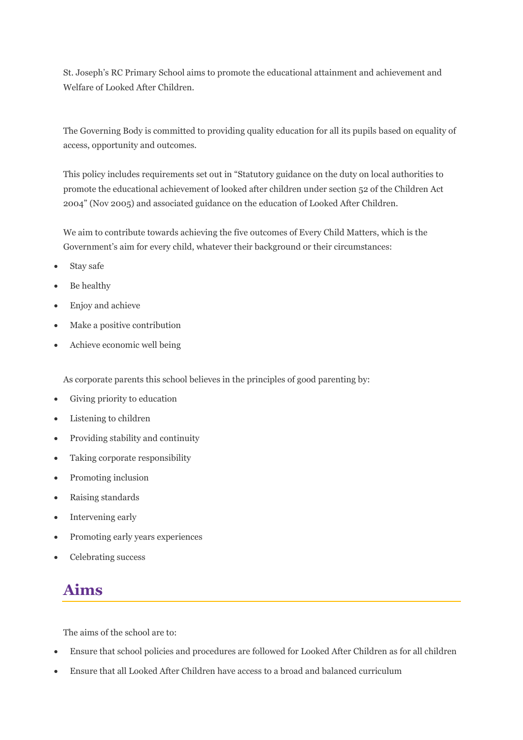St. Joseph's RC Primary School aims to promote the educational attainment and achievement and Welfare of Looked After Children.

The Governing Body is committed to providing quality education for all its pupils based on equality of access, opportunity and outcomes.

This policy includes requirements set out in "Statutory guidance on the duty on local authorities to promote the educational achievement of looked after children under section 52 of the Children Act 2004" (Nov 2005) and associated guidance on the education of Looked After Children.

We aim to contribute towards achieving the five outcomes of Every Child Matters, which is the Government's aim for every child, whatever their background or their circumstances:

- Stay safe
- Be healthy
- Enjoy and achieve
- Make a positive contribution
- Achieve economic well being

As corporate parents this school believes in the principles of good parenting by:

- Giving priority to education
- Listening to children
- Providing stability and continuity
- Taking corporate responsibility
- Promoting inclusion
- Raising standards
- Intervening early
- Promoting early years experiences
- Celebrating success

## Aims

The aims of the school are to:

- Ensure that school policies and procedures are followed for Looked After Children as for all children
- Ensure that all Looked After Children have access to a broad and balanced curriculum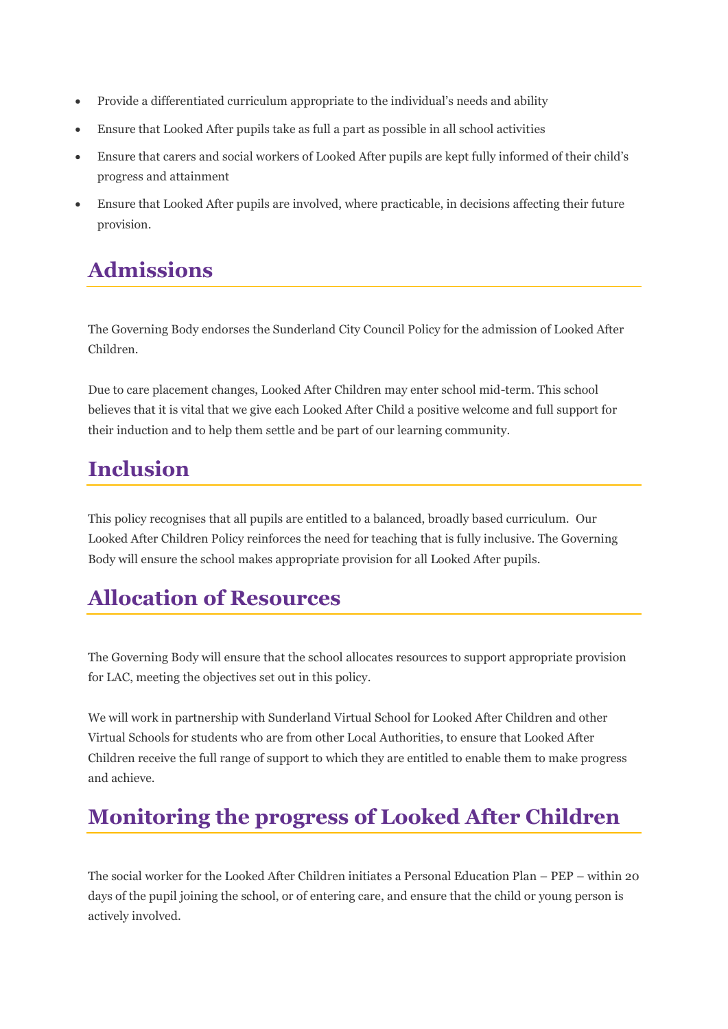- Provide a differentiated curriculum appropriate to the individual's needs and ability
- Ensure that Looked After pupils take as full a part as possible in all school activities
- Ensure that carers and social workers of Looked After pupils are kept fully informed of their child's progress and attainment
- Ensure that Looked After pupils are involved, where practicable, in decisions affecting their future provision.

## Admissions

The Governing Body endorses the Sunderland City Council Policy for the admission of Looked After Children.

Due to care placement changes, Looked After Children may enter school mid-term. This school believes that it is vital that we give each Looked After Child a positive welcome and full support for their induction and to help them settle and be part of our learning community.

## Inclusion

This policy recognises that all pupils are entitled to a balanced, broadly based curriculum. Our Looked After Children Policy reinforces the need for teaching that is fully inclusive. The Governing Body will ensure the school makes appropriate provision for all Looked After pupils.

## Allocation of Resources

The Governing Body will ensure that the school allocates resources to support appropriate provision for LAC, meeting the objectives set out in this policy.

We will work in partnership with Sunderland Virtual School for Looked After Children and other Virtual Schools for students who are from other Local Authorities, to ensure that Looked After Children receive the full range of support to which they are entitled to enable them to make progress and achieve.

## Monitoring the progress of Looked After Children

The social worker for the Looked After Children initiates a Personal Education Plan – PEP – within 20 days of the pupil joining the school, or of entering care, and ensure that the child or young person is actively involved.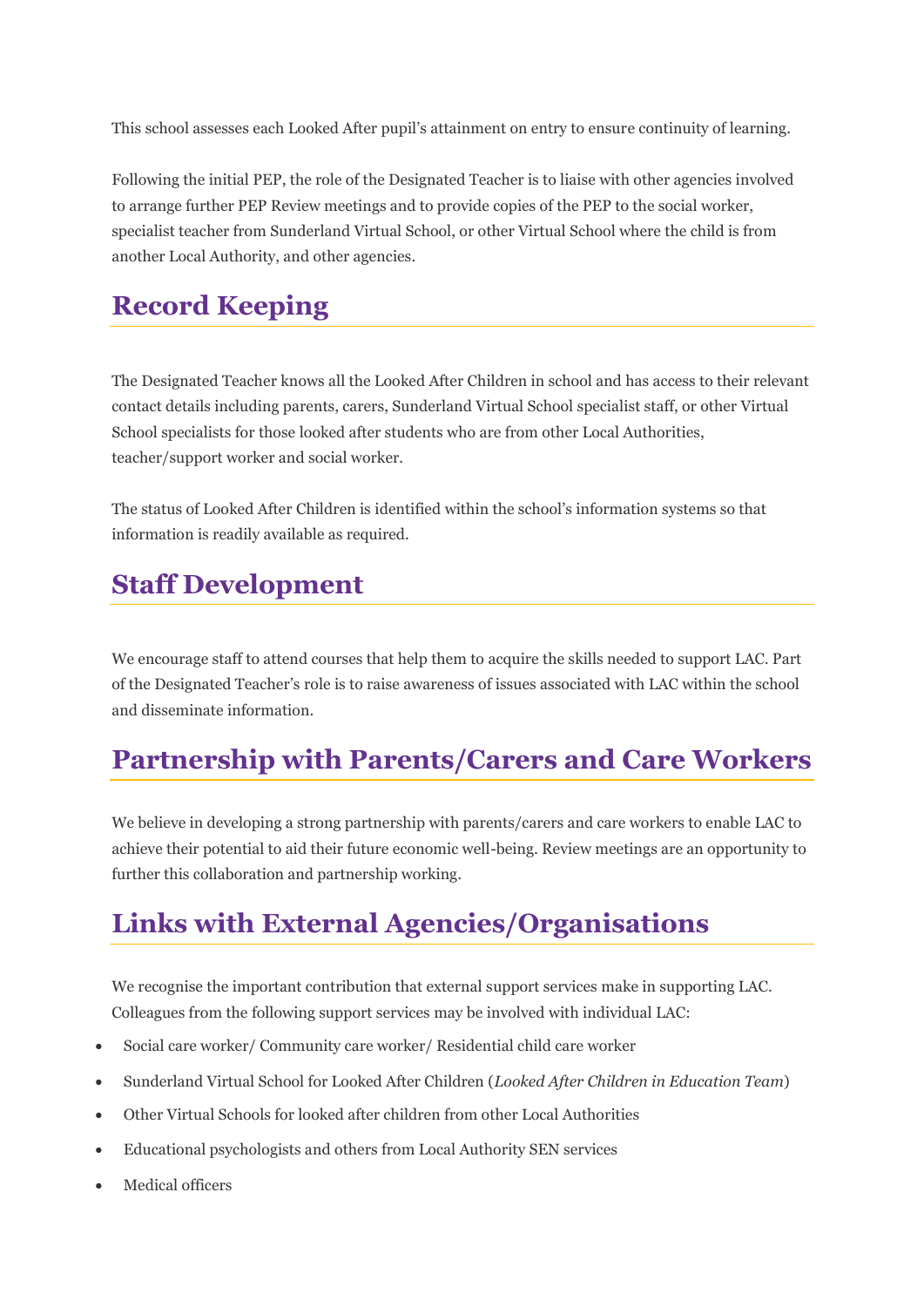This school assesses each Looked After pupil's attainment on entry to ensure continuity of learning.

Following the initial PEP, the role of the Designated Teacher is to liaise with other agencies involved to arrange further PEP Review meetings and to provide copies of the PEP to the social worker, specialist teacher from Sunderland Virtual School, or other Virtual School where the child is from another Local Authority, and other agencies.

## Record Keeping

The Designated Teacher knows all the Looked After Children in school and has access to their relevant contact details including parents, carers, Sunderland Virtual School specialist staff, or other Virtual School specialists for those looked after students who are from other Local Authorities, teacher/support worker and social worker.

The status of Looked After Children is identified within the school's information systems so that information is readily available as required.

## Staff Development

We encourage staff to attend courses that help them to acquire the skills needed to support LAC. Part of the Designated Teacher's role is to raise awareness of issues associated with LAC within the school and disseminate information.

## Partnership with Parents/Carers and Care Workers

We believe in developing a strong partnership with parents/carers and care workers to enable LAC to achieve their potential to aid their future economic well-being. Review meetings are an opportunity to further this collaboration and partnership working.

## Links with External Agencies/Organisations

We recognise the important contribution that external support services make in supporting LAC. Colleagues from the following support services may be involved with individual LAC:

- Social care worker/ Community care worker/ Residential child care worker
- Sunderland Virtual School for Looked After Children (*Looked After Children in Education Team*)
- Other Virtual Schools for looked after children from other Local Authorities
- Educational psychologists and others from Local Authority SEN services
- Medical officers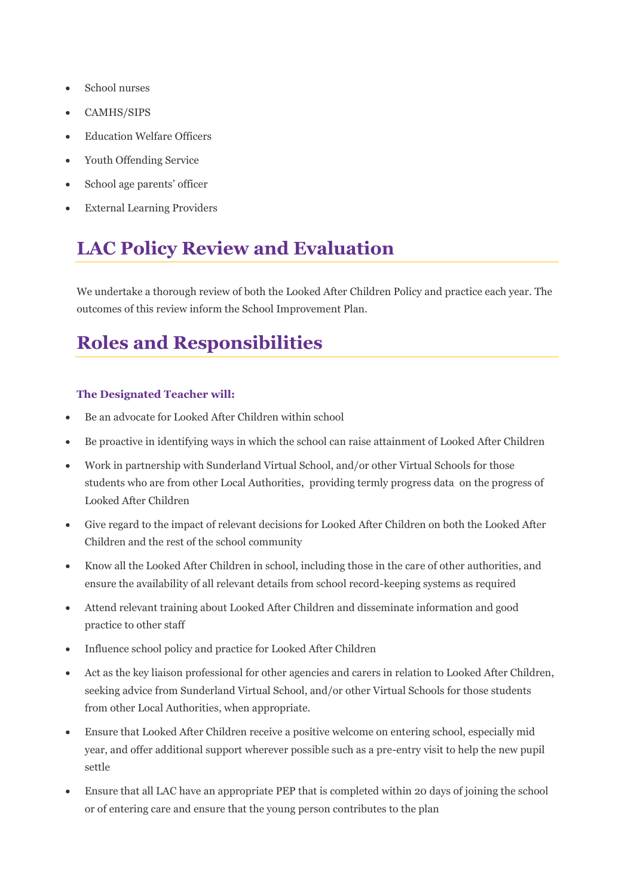- School nurses
- CAMHS/SIPS
- Education Welfare Officers
- Youth Offending Service
- School age parents' officer
- External Learning Providers

## LAC Policy Review and Evaluation

We undertake a thorough review of both the Looked After Children Policy and practice each year. The outcomes of this review inform the School Improvement Plan.

## Roles and Responsibilities

#### The Designated Teacher will:

- Be an advocate for Looked After Children within school
- Be proactive in identifying ways in which the school can raise attainment of Looked After Children
- Work in partnership with Sunderland Virtual School, and/or other Virtual Schools for those students who are from other Local Authorities, providing termly progress data on the progress of Looked After Children
- Give regard to the impact of relevant decisions for Looked After Children on both the Looked After Children and the rest of the school community
- Know all the Looked After Children in school, including those in the care of other authorities, and ensure the availability of all relevant details from school record-keeping systems as required
- Attend relevant training about Looked After Children and disseminate information and good practice to other staff
- Influence school policy and practice for Looked After Children
- Act as the key liaison professional for other agencies and carers in relation to Looked After Children, seeking advice from Sunderland Virtual School, and/or other Virtual Schools for those students from other Local Authorities, when appropriate.
- Ensure that Looked After Children receive a positive welcome on entering school, especially mid year, and offer additional support wherever possible such as a pre-entry visit to help the new pupil settle
- Ensure that all LAC have an appropriate PEP that is completed within 20 days of joining the school or of entering care and ensure that the young person contributes to the plan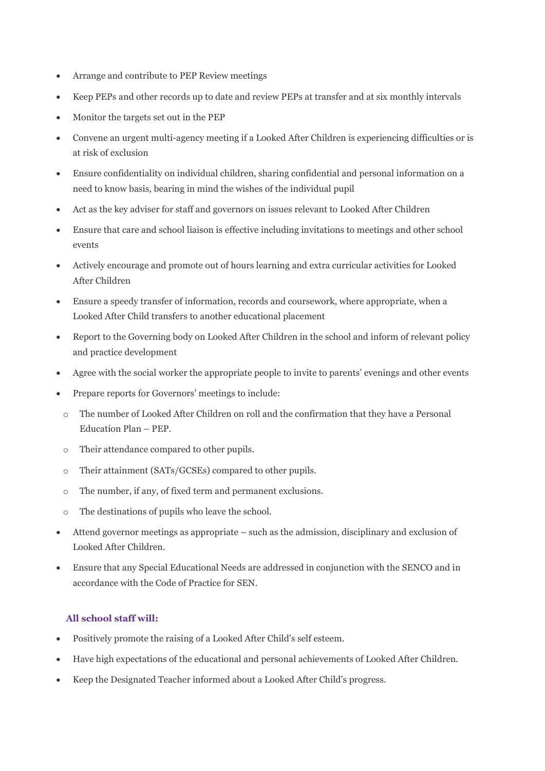- Arrange and contribute to PEP Review meetings
- Keep PEPs and other records up to date and review PEPs at transfer and at six monthly intervals
- Monitor the targets set out in the PEP
- Convene an urgent multi-agency meeting if a Looked After Children is experiencing difficulties or is at risk of exclusion
- Ensure confidentiality on individual children, sharing confidential and personal information on a need to know basis, bearing in mind the wishes of the individual pupil
- Act as the key adviser for staff and governors on issues relevant to Looked After Children
- Ensure that care and school liaison is effective including invitations to meetings and other school events
- Actively encourage and promote out of hours learning and extra curricular activities for Looked After Children
- Ensure a speedy transfer of information, records and coursework, where appropriate, when a Looked After Child transfers to another educational placement
- Report to the Governing body on Looked After Children in the school and inform of relevant policy and practice development
- Agree with the social worker the appropriate people to invite to parents' evenings and other events
- Prepare reports for Governors' meetings to include:
  - The number of Looked After Children on roll and the confirmation that they have a Personal Education Plan – PEP.
  - Their attendance compared to other pupils.
  - Their attainment (SATs/GCSEs) compared to other pupils.
  - The number, if any, of fixed term and permanent exclusions.
  - The destinations of pupils who leave the school.
- Attend governor meetings as appropriate – such as the admission, disciplinary and exclusion of Looked After Children.
- Ensure that any Special Educational Needs are addressed in conjunction with the SENCO and in accordance with the Code of Practice for SEN.

### All school staff will:

- Positively promote the raising of a Looked After Child's self esteem.
- Have high expectations of the educational and personal achievements of Looked After Children.
- Keep the Designated Teacher informed about a Looked After Child's progress.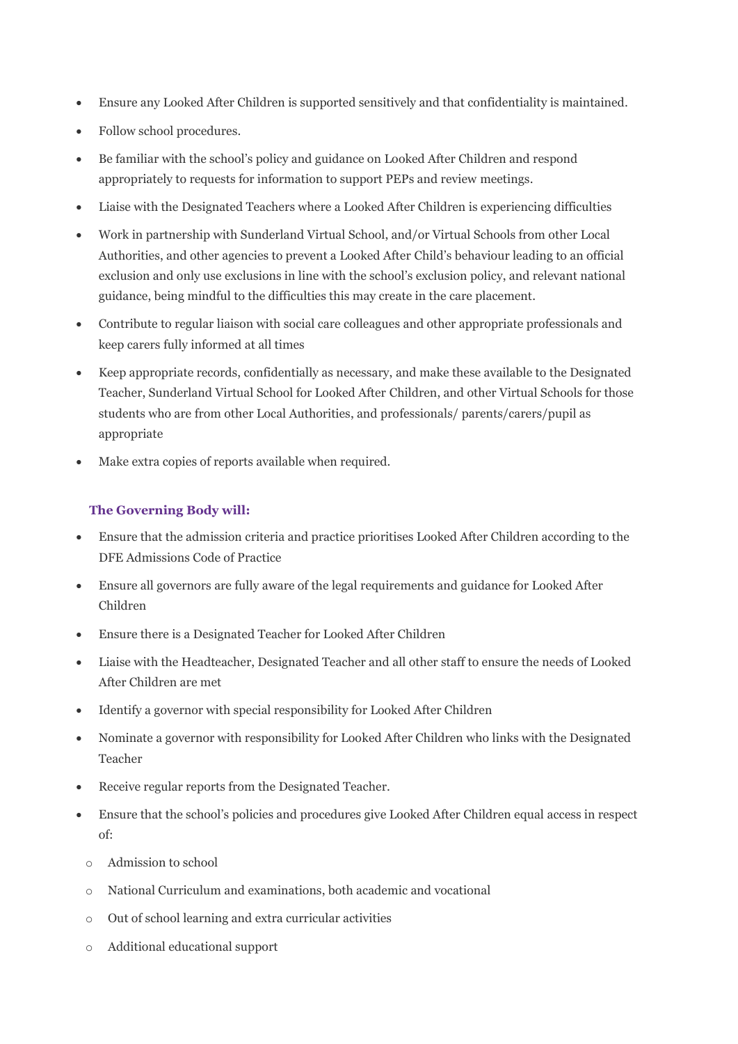- Ensure any Looked After Children is supported sensitively and that confidentiality is maintained.
- Follow school procedures.
- Be familiar with the school's policy and guidance on Looked After Children and respond appropriately to requests for information to support PEPs and review meetings.
- Liaise with the Designated Teachers where a Looked After Children is experiencing difficulties
- Work in partnership with Sunderland Virtual School, and/or Virtual Schools from other Local Authorities, and other agencies to prevent a Looked After Child's behaviour leading to an official exclusion and only use exclusions in line with the school's exclusion policy, and relevant national guidance, being mindful to the difficulties this may create in the care placement.
- Contribute to regular liaison with social care colleagues and other appropriate professionals and keep carers fully informed at all times
- Keep appropriate records, confidentially as necessary, and make these available to the Designated Teacher, Sunderland Virtual School for Looked After Children, and other Virtual Schools for those students who are from other Local Authorities, and professionals/ parents/carers/pupil as appropriate
- Make extra copies of reports available when required.

### The Governing Body will:

- Ensure that the admission criteria and practice prioritises Looked After Children according to the DFE Admissions Code of Practice
- Ensure all governors are fully aware of the legal requirements and guidance for Looked After Children
- Ensure there is a Designated Teacher for Looked After Children
- Liaise with the Headteacher, Designated Teacher and all other staff to ensure the needs of Looked After Children are met
- Identify a governor with special responsibility for Looked After Children
- Nominate a governor with responsibility for Looked After Children who links with the Designated Teacher
- Receive regular reports from the Designated Teacher.
- Ensure that the school's policies and procedures give Looked After Children equal access in respect of:
  - Admission to school
  - National Curriculum and examinations, both academic and vocational
  - Out of school learning and extra curricular activities
  - Additional educational support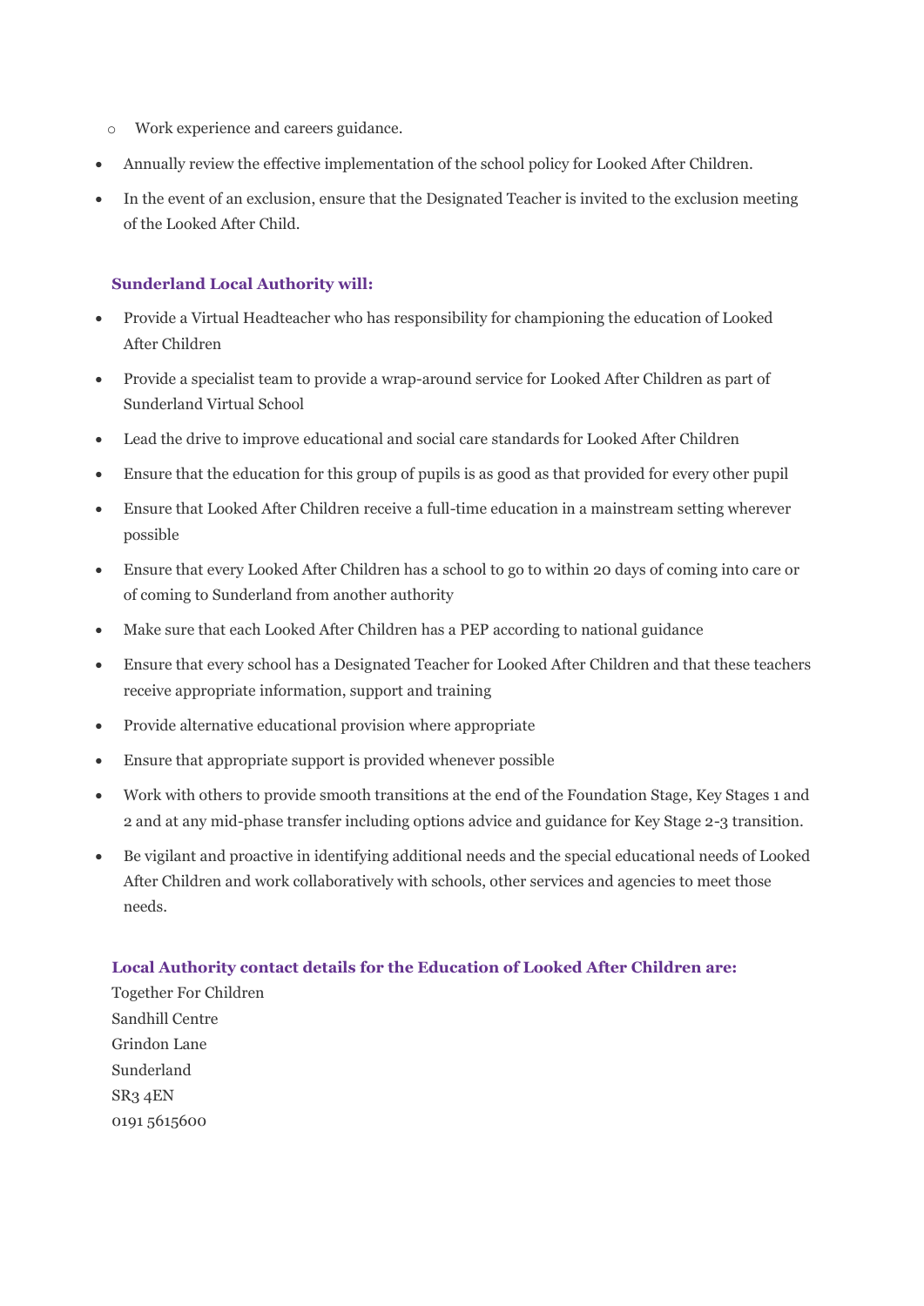- Work experience and careers guidance.
- Annually review the effective implementation of the school policy for Looked After Children.
- In the event of an exclusion, ensure that the Designated Teacher is invited to the exclusion meeting of the Looked After Child.

**Sunderland Local Authority will:**

- Provide a Virtual Headteacher who has responsibility for championing the education of Looked After Children
- Provide a specialist team to provide a wrap-around service for Looked After Children as part of Sunderland Virtual School
- Lead the drive to improve educational and social care standards for Looked After Children
- Ensure that the education for this group of pupils is as good as that provided for every other pupil
- Ensure that Looked After Children receive a full-time education in a mainstream setting wherever possible
- Ensure that every Looked After Children has a school to go to within 20 days of coming into care or of coming to Sunderland from another authority
- Make sure that each Looked After Children has a PEP according to national guidance
- Ensure that every school has a Designated Teacher for Looked After Children and that these teachers receive appropriate information, support and training
- Provide alternative educational provision where appropriate
- Ensure that appropriate support is provided whenever possible
- Work with others to provide smooth transitions at the end of the Foundation Stage, Key Stages 1 and 2 and at any mid-phase transfer including options advice and guidance for Key Stage 2-3 transition.
- Be vigilant and proactive in identifying additional needs and the special educational needs of Looked After Children and work collaboratively with schools, other services and agencies to meet those needs.

**Local Authority contact details for the Education of Looked After Children are:**

Together For Children
Sandhill Centre
Grindon Lane
Sunderland
SR3 4EN
0191 5615600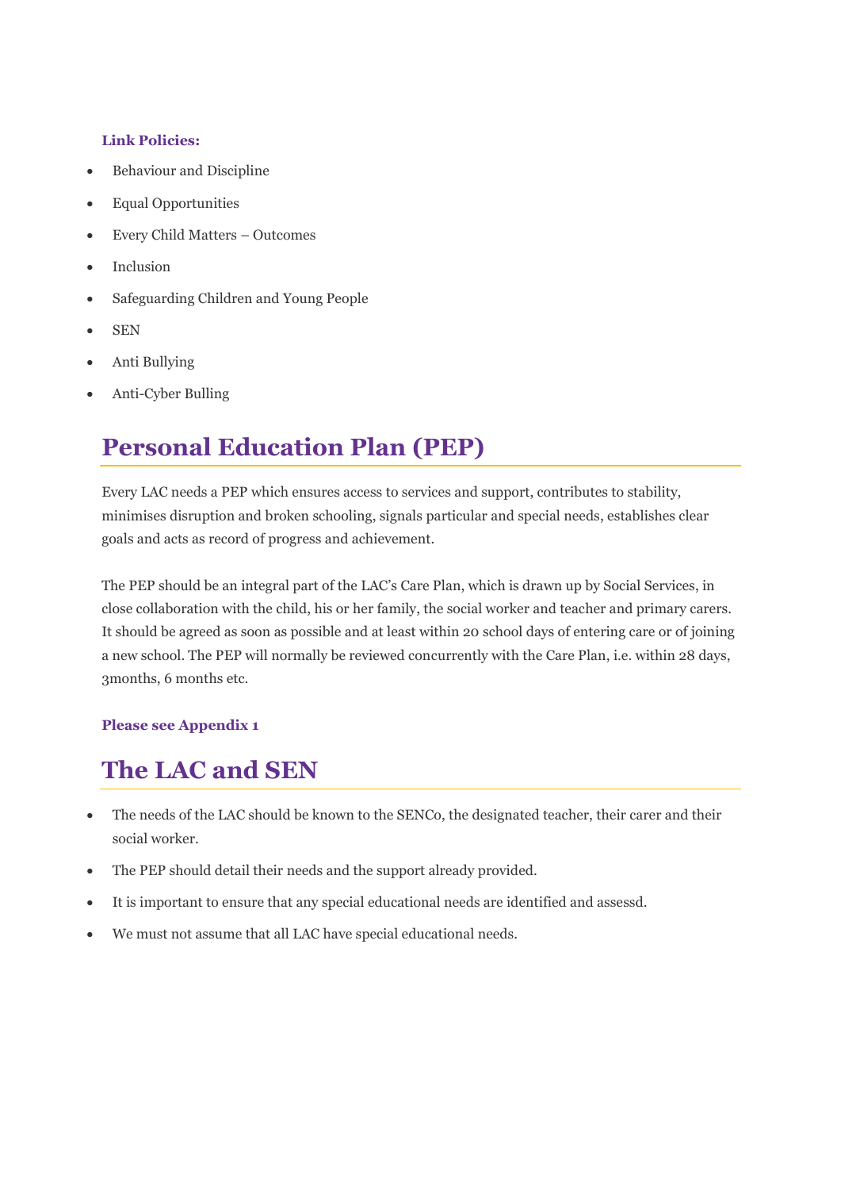**Link Policies:**

- Behaviour and Discipline
- Equal Opportunities
- Every Child Matters – Outcomes
- Inclusion
- Safeguarding Children and Young People
- SEN
- Anti Bullying
- Anti-Cyber Bulling

## Personal Education Plan (PEP)

Every LAC needs a PEP which ensures access to services and support, contributes to stability, minimises disruption and broken schooling, signals particular and special needs, establishes clear goals and acts as record of progress and achievement.

The PEP should be an integral part of the LAC's Care Plan, which is drawn up by Social Services, in close collaboration with the child, his or her family, the social worker and teacher and primary carers. It should be agreed as soon as possible and at least within 20 school days of entering care or of joining a new school. The PEP will normally be reviewed concurrently with the Care Plan, i.e. within 28 days, 3months, 6 months etc.

**Please see Appendix 1**

## The LAC and SEN

- The needs of the LAC should be known to the SENCo, the designated teacher, their carer and their social worker.
- The PEP should detail their needs and the support already provided.
- It is important to ensure that any special educational needs are identified and assessd.
- We must not assume that all LAC have special educational needs.